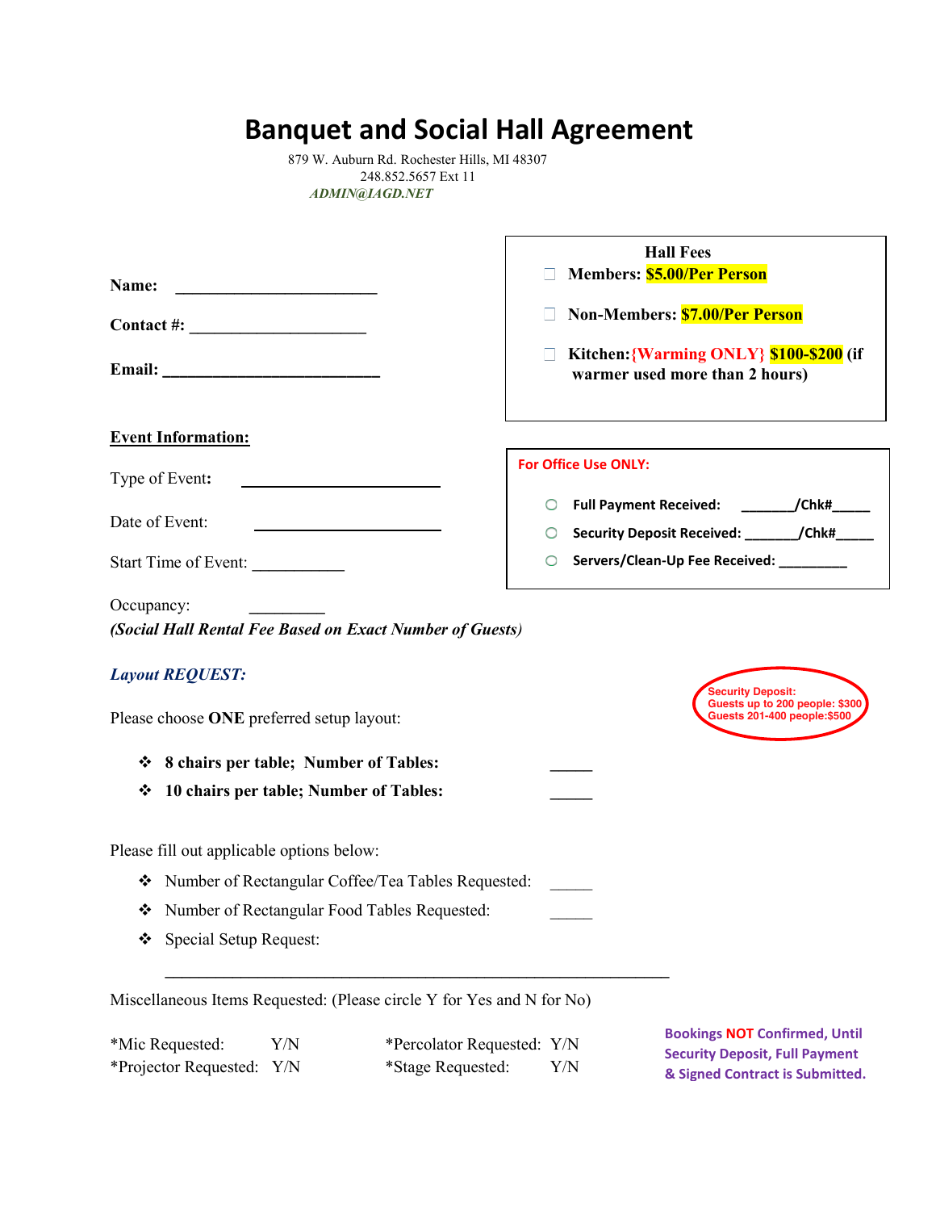# Banquet and Social Hall Agreement

879 W. Auburn Rd. Rochester Hills, MI 48307
248.852.5657 Ext 11
*ADMIN@IAGD.NET*

**Name:** ________________________

**Contact #:** ____________________

**Email:** __________________________

**Hall Fees**

- ☐ **Members: $5.00/Per Person**
- ☐ **Non-Members: $7.00/Per Person**
- ☐ **Kitchen:{Warming ONLY} $100-$200 (if warmer used more than 2 hours)**

**For Office Use ONLY:**

- ○ **Full Payment Received: _______/Chk#_____**
- ○ **Security Deposit Received: _______/Chk#_____**
- ○ **Servers/Clean-Up Fee Received: _________**

**Event Information:**

Type of Event: ________________________

Date of Event: ______________________

Start Time of Event: ___________

Occupancy: _________
***(Social Hall Rental Fee Based on Exact Number of Guests)***

***Layout REQUEST:***

Security Deposit:
Guests up to 200 people: $300
Guests 201-400 people:$500

Please choose **ONE** preferred setup layout:

- ❖ **8 chairs per table; Number of Tables:** _____
- ❖ **10 chairs per table; Number of Tables:** _____

Please fill out applicable options below:

- ❖ Number of Rectangular Coffee/Tea Tables Requested: _____
- ❖ Number of Rectangular Food Tables Requested: _____
- ❖ Special Setup Request:

______________________________________________________________

Miscellaneous Items Requested: (Please circle Y for Yes and N for No)

*Mic Requested: Y/N    *Percolator Requested: Y/N
*Projector Requested: Y/N    *Stage Requested: Y/N

**Bookings NOT Confirmed, Until Security Deposit, Full Payment & Signed Contract is Submitted.**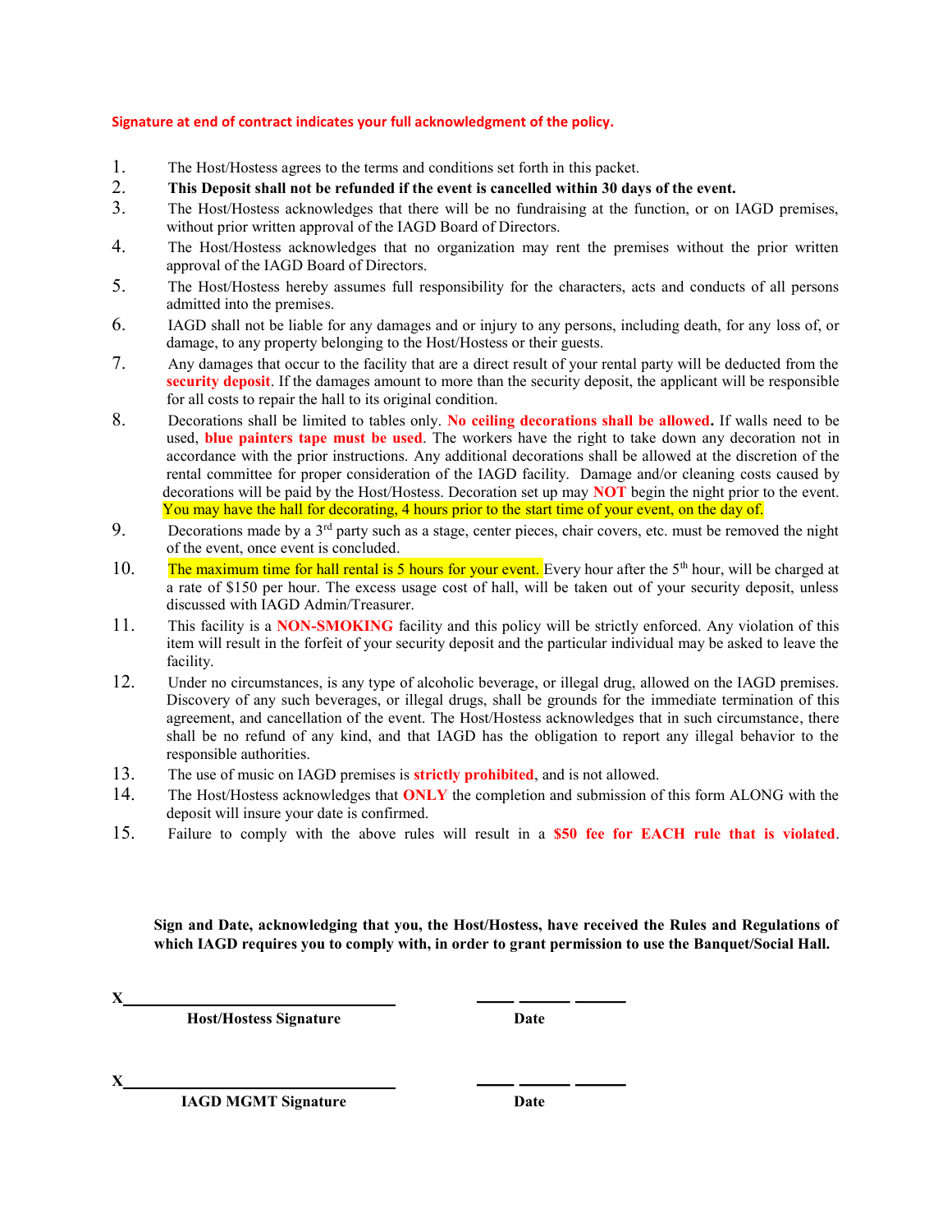**Signature at end of contract indicates your full acknowledgment of the policy.**

1. The Host/Hostess agrees to the terms and conditions set forth in this packet.
2. **This Deposit shall not be refunded if the event is cancelled within 30 days of the event.**
3. The Host/Hostess acknowledges that there will be no fundraising at the function, or on IAGD premises, without prior written approval of the IAGD Board of Directors.
4. The Host/Hostess acknowledges that no organization may rent the premises without the prior written approval of the IAGD Board of Directors.
5. The Host/Hostess hereby assumes full responsibility for the characters, acts and conducts of all persons admitted into the premises.
6. IAGD shall not be liable for any damages and or injury to any persons, including death, for any loss of, or damage, to any property belonging to the Host/Hostess or their guests.
7. Any damages that occur to the facility that are a direct result of your rental party will be deducted from the **security deposit**. If the damages amount to more than the security deposit, the applicant will be responsible for all costs to repair the hall to its original condition.
8. Decorations shall be limited to tables only. **No ceiling decorations shall be allowed.** If walls need to be used, **blue painters tape must be used**. The workers have the right to take down any decoration not in accordance with the prior instructions. Any additional decorations shall be allowed at the discretion of the rental committee for proper consideration of the IAGD facility. Damage and/or cleaning costs caused by decorations will be paid by the Host/Hostess. Decoration set up may **NOT** begin the night prior to the event. You may have the hall for decorating, 4 hours prior to the start time of your event, on the day of.
9. Decorations made by a 3rd party such as a stage, center pieces, chair covers, etc. must be removed the night of the event, once event is concluded.
10. The maximum time for hall rental is 5 hours for your event. Every hour after the 5th hour, will be charged at a rate of $150 per hour. The excess usage cost of hall, will be taken out of your security deposit, unless discussed with IAGD Admin/Treasurer.
11. This facility is a **NON-SMOKING** facility and this policy will be strictly enforced. Any violation of this item will result in the forfeit of your security deposit and the particular individual may be asked to leave the facility.
12. Under no circumstances, is any type of alcoholic beverage, or illegal drug, allowed on the IAGD premises. Discovery of any such beverages, or illegal drugs, shall be grounds for the immediate termination of this agreement, and cancellation of the event. The Host/Hostess acknowledges that in such circumstance, there shall be no refund of any kind, and that IAGD has the obligation to report any illegal behavior to the responsible authorities.
13. The use of music on IAGD premises is **strictly prohibited**, and is not allowed.
14. The Host/Hostess acknowledges that **ONLY** the completion and submission of this form ALONG with the deposit will insure your date is confirmed.
15. Failure to comply with the above rules will result in a **$50 fee for EACH rule that is violated**.

**Sign and Date, acknowledging that you, the Host/Hostess, have received the Rules and Regulations of which IAGD requires you to comply with, in order to grant permission to use the Banquet/Social Hall.**

X______________________________ ____ ____ ____

**Host/Hostess Signature** **Date**

X______________________________ ____ ____ ____

**IAGD MGMT Signature** **Date**